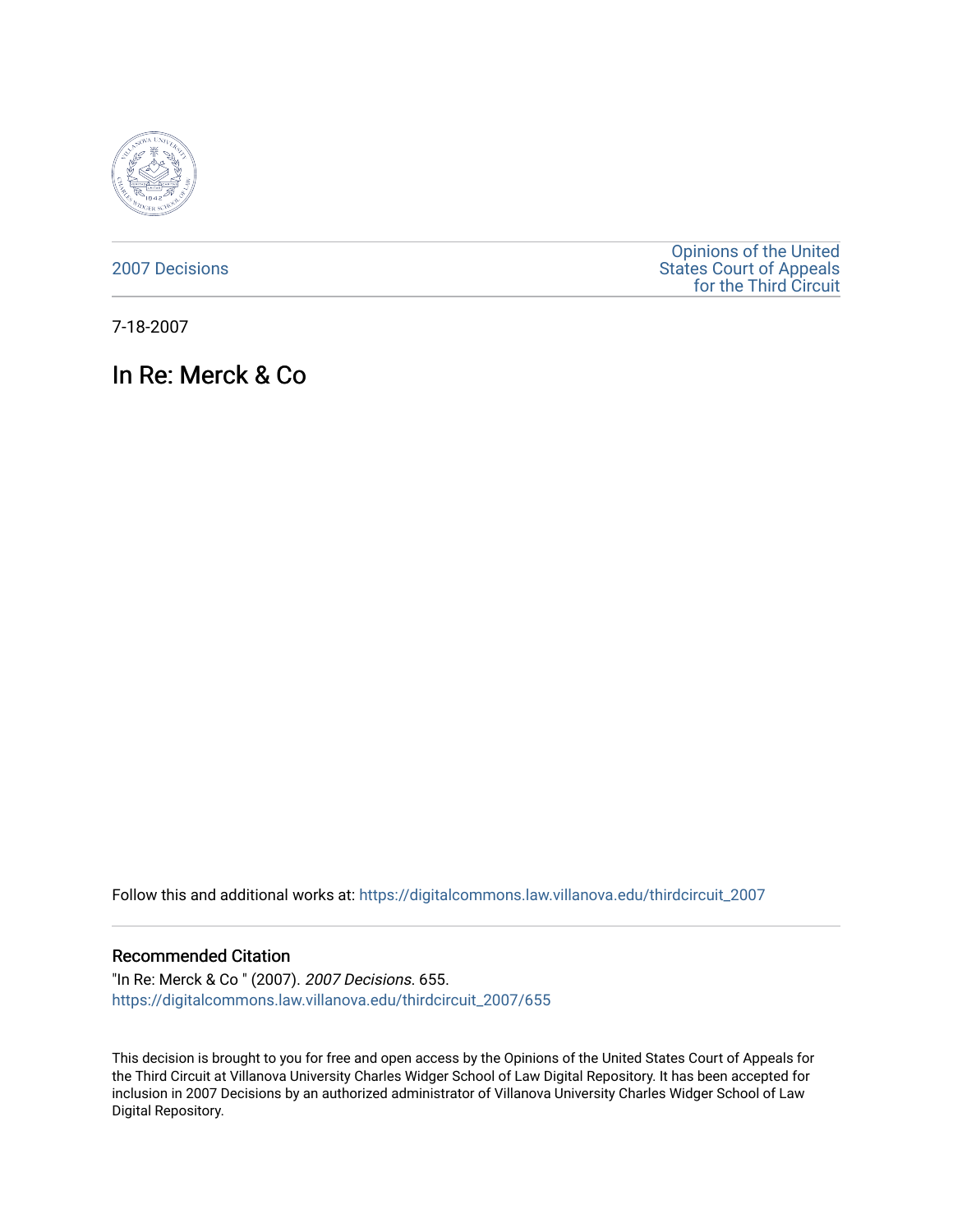2007 Decisions

Opinions of the United States Court of Appeals for the Third Circuit

7-18-2007

# In Re: Merck & Co

Follow this and additional works at: https://digitalcommons.law.villanova.edu/thirdcircuit_2007

## Recommended Citation

"In Re: Merck & Co " (2007). *2007 Decisions*. 655.
https://digitalcommons.law.villanova.edu/thirdcircuit_2007/655

This decision is brought to you for free and open access by the Opinions of the United States Court of Appeals for the Third Circuit at Villanova University Charles Widger School of Law Digital Repository. It has been accepted for inclusion in 2007 Decisions by an authorized administrator of Villanova University Charles Widger School of Law Digital Repository.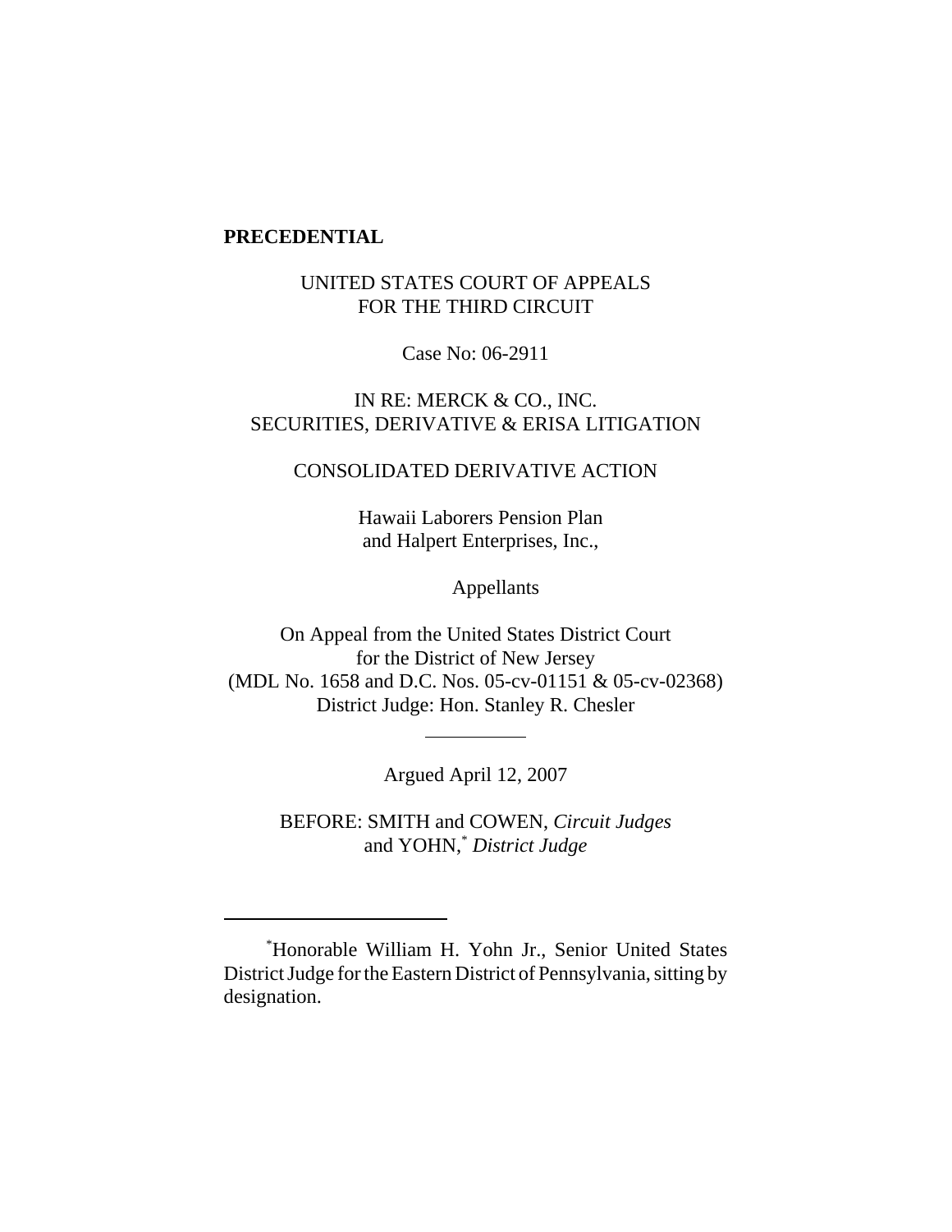**PRECEDENTIAL**

UNITED STATES COURT OF APPEALS
FOR THE THIRD CIRCUIT

Case No: 06-2911

IN RE: MERCK & CO., INC.
SECURITIES, DERIVATIVE & ERISA LITIGATION

CONSOLIDATED DERIVATIVE ACTION

Hawaii Laborers Pension Plan
and Halpert Enterprises, Inc.,

Appellants

On Appeal from the United States District Court
for the District of New Jersey
(MDL No. 1658 and D.C. Nos. 05-cv-01151 & 05-cv-02368)
District Judge: Hon. Stanley R. Chesler

---

Argued April 12, 2007

BEFORE: SMITH and COWEN, *Circuit Judges*
and YOHN,* *District Judge*

---

*Honorable William H. Yohn Jr., Senior United States District Judge for the Eastern District of Pennsylvania, sitting by designation.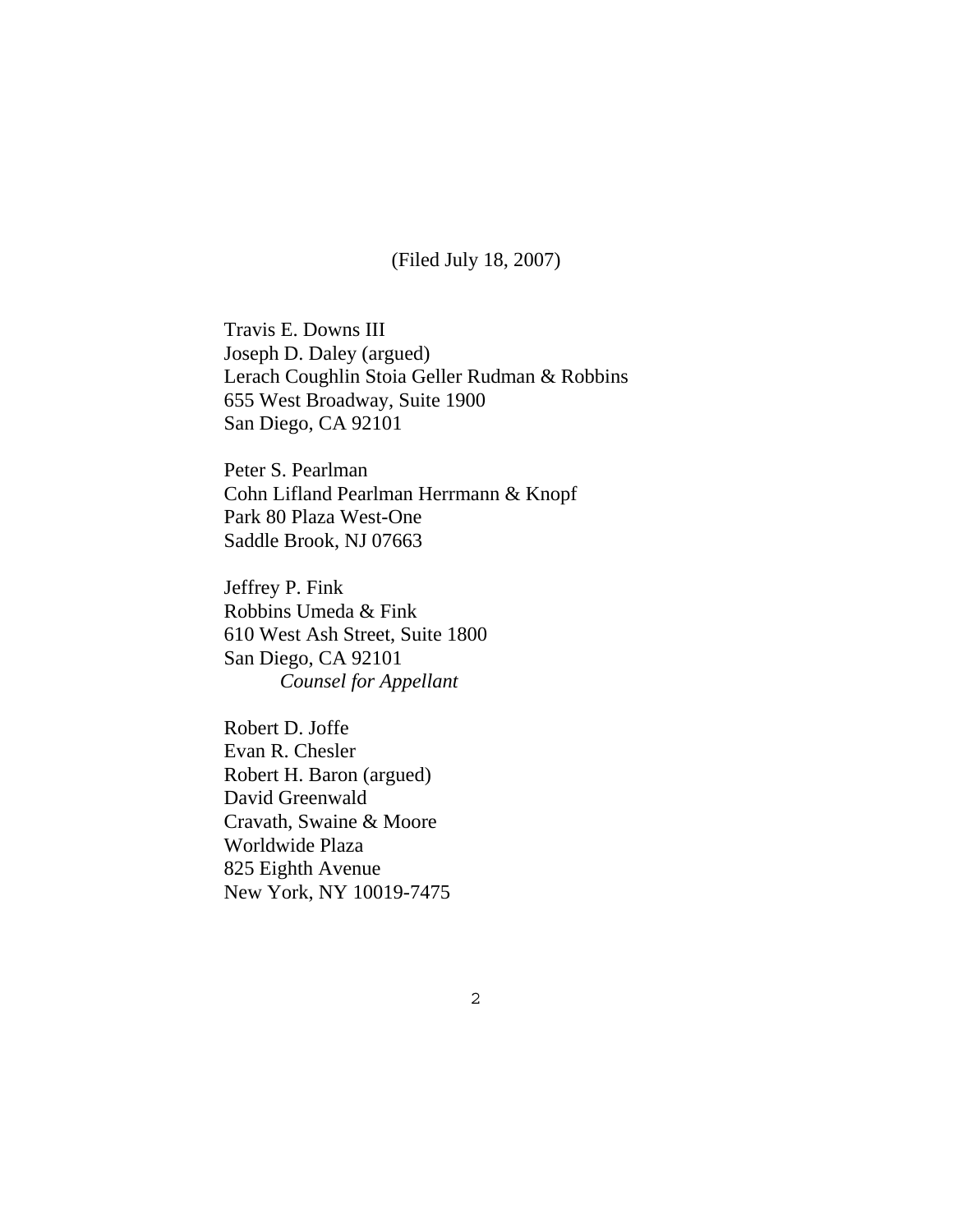(Filed July 18, 2007)

Travis E. Downs III
Joseph D. Daley (argued)
Lerach Coughlin Stoia Geller Rudman & Robbins
655 West Broadway, Suite 1900
San Diego, CA 92101

Peter S. Pearlman
Cohn Lifland Pearlman Herrmann & Knopf
Park 80 Plaza West-One
Saddle Brook, NJ 07663

Jeffrey P. Fink
Robbins Umeda & Fink
610 West Ash Street, Suite 1800
San Diego, CA 92101
*Counsel for Appellant*

Robert D. Joffe
Evan R. Chesler
Robert H. Baron (argued)
David Greenwald
Cravath, Swaine & Moore
Worldwide Plaza
825 Eighth Avenue
New York, NY 10019-7475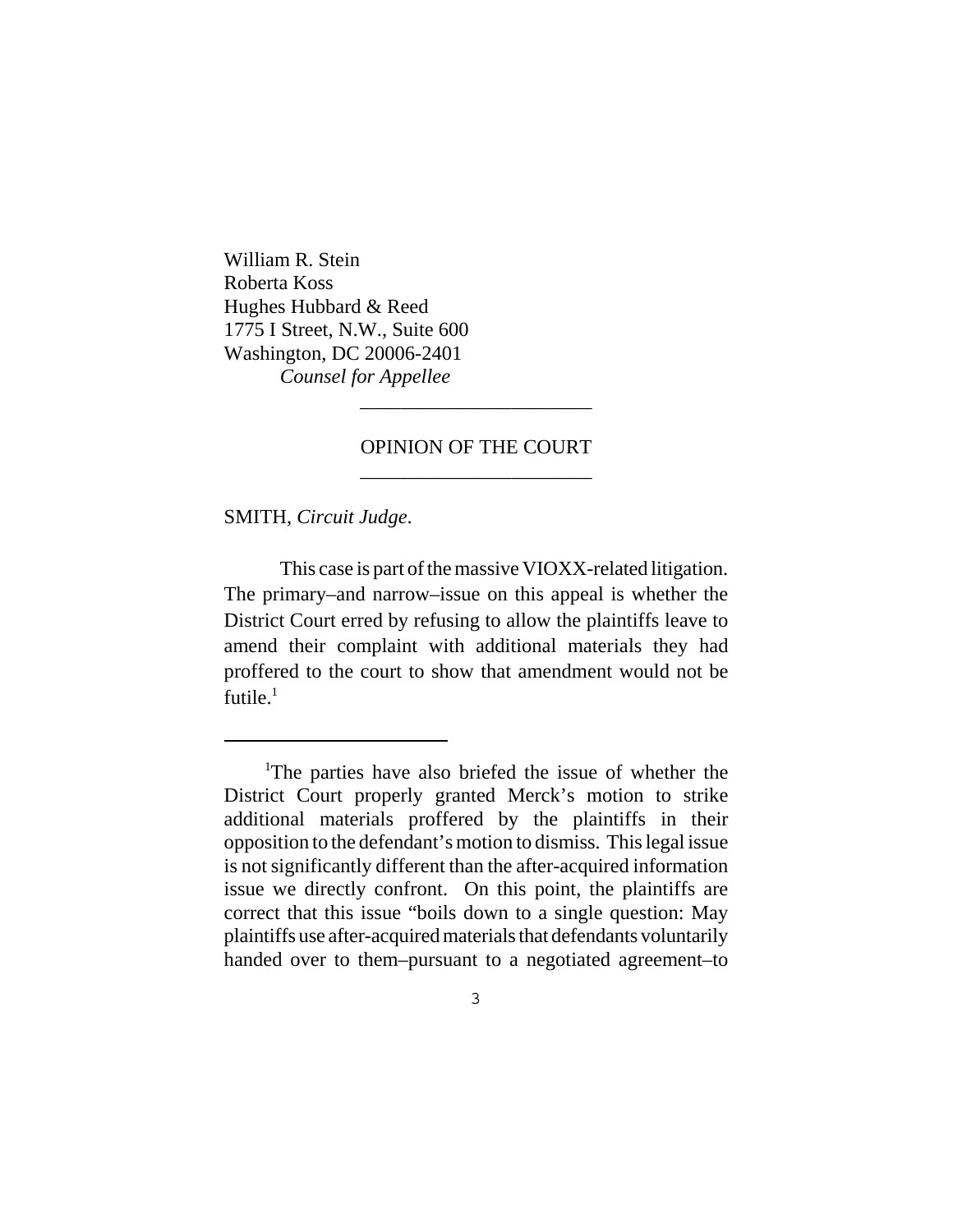William R. Stein
Roberta Koss
Hughes Hubbard & Reed
1775 I Street, N.W., Suite 600
Washington, DC 20006-2401
*Counsel for Appellee*

---

OPINION OF THE COURT

---

SMITH, *Circuit Judge*.

This case is part of the massive VIOXX-related litigation. The primary–and narrow–issue on this appeal is whether the District Court erred by refusing to allow the plaintiffs leave to amend their complaint with additional materials they had proffered to the court to show that amendment would not be futile.[1]

---

[1]The parties have also briefed the issue of whether the District Court properly granted Merck's motion to strike additional materials proffered by the plaintiffs in their opposition to the defendant's motion to dismiss. This legal issue is not significantly different than the after-acquired information issue we directly confront. On this point, the plaintiffs are correct that this issue "boils down to a single question: May plaintiffs use after-acquired materials that defendants voluntarily handed over to them–pursuant to a negotiated agreement–to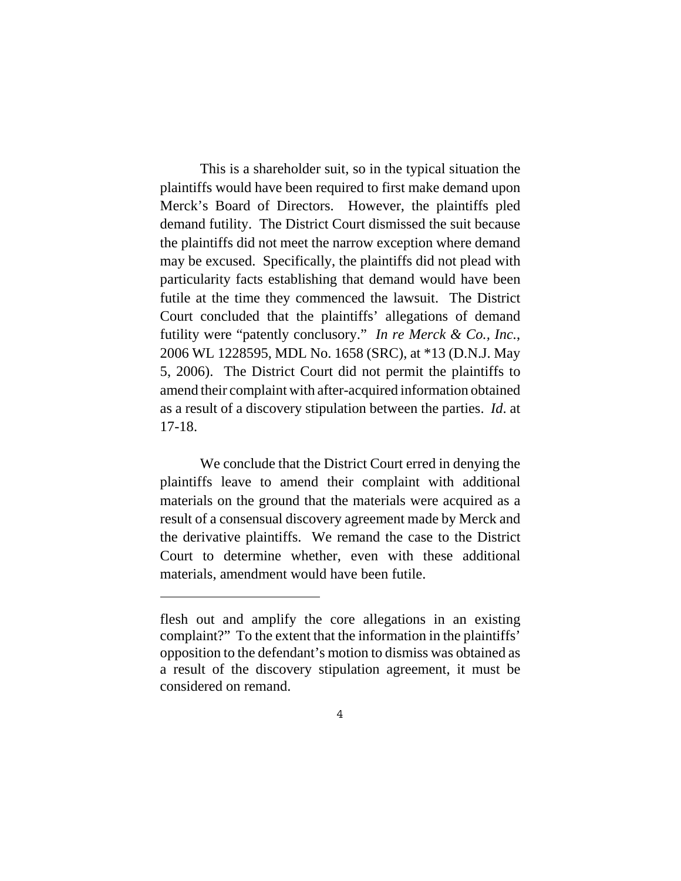This is a shareholder suit, so in the typical situation the plaintiffs would have been required to first make demand upon Merck's Board of Directors. However, the plaintiffs pled demand futility. The District Court dismissed the suit because the plaintiffs did not meet the narrow exception where demand may be excused. Specifically, the plaintiffs did not plead with particularity facts establishing that demand would have been futile at the time they commenced the lawsuit. The District Court concluded that the plaintiffs' allegations of demand futility were "patently conclusory." *In re Merck & Co., Inc.*, 2006 WL 1228595, MDL No. 1658 (SRC), at *13 (D.N.J. May 5, 2006). The District Court did not permit the plaintiffs to amend their complaint with after-acquired information obtained as a result of a discovery stipulation between the parties. *Id*. at 17-18.

We conclude that the District Court erred in denying the plaintiffs leave to amend their complaint with additional materials on the ground that the materials were acquired as a result of a consensual discovery agreement made by Merck and the derivative plaintiffs. We remand the case to the District Court to determine whether, even with these additional materials, amendment would have been futile.

---

flesh out and amplify the core allegations in an existing complaint?" To the extent that the information in the plaintiffs' opposition to the defendant's motion to dismiss was obtained as a result of the discovery stipulation agreement, it must be considered on remand.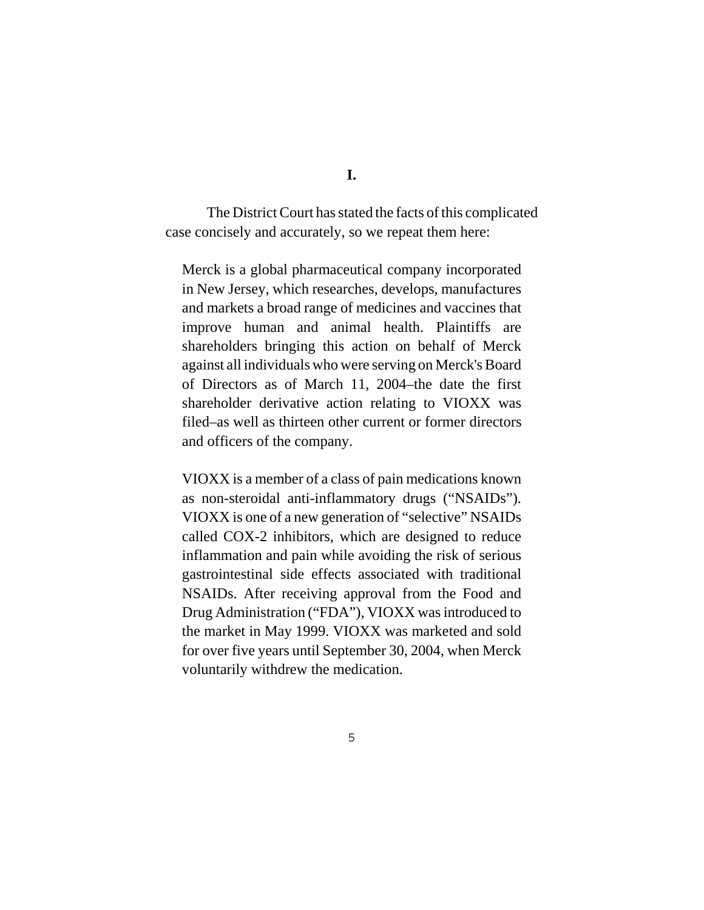## I.

The District Court has stated the facts of this complicated case concisely and accurately, so we repeat them here:

> Merck is a global pharmaceutical company incorporated in New Jersey, which researches, develops, manufactures and markets a broad range of medicines and vaccines that improve human and animal health. Plaintiffs are shareholders bringing this action on behalf of Merck against all individuals who were serving on Merck's Board of Directors as of March 11, 2004–the date the first shareholder derivative action relating to VIOXX was filed–as well as thirteen other current or former directors and officers of the company.
>
> VIOXX is a member of a class of pain medications known as non-steroidal anti-inflammatory drugs ("NSAIDs"). VIOXX is one of a new generation of "selective" NSAIDs called COX-2 inhibitors, which are designed to reduce inflammation and pain while avoiding the risk of serious gastrointestinal side effects associated with traditional NSAIDs. After receiving approval from the Food and Drug Administration ("FDA"), VIOXX was introduced to the market in May 1999. VIOXX was marketed and sold for over five years until September 30, 2004, when Merck voluntarily withdrew the medication.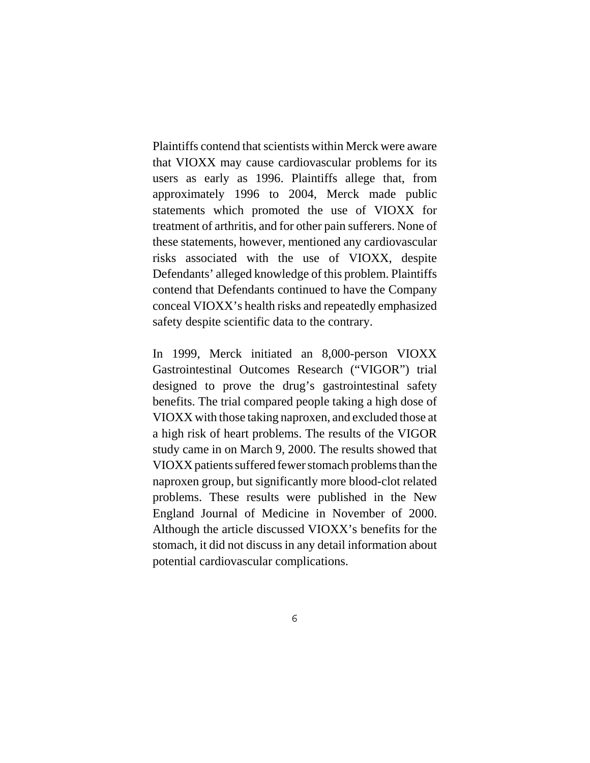Plaintiffs contend that scientists within Merck were aware that VIOXX may cause cardiovascular problems for its users as early as 1996. Plaintiffs allege that, from approximately 1996 to 2004, Merck made public statements which promoted the use of VIOXX for treatment of arthritis, and for other pain sufferers. None of these statements, however, mentioned any cardiovascular risks associated with the use of VIOXX, despite Defendants' alleged knowledge of this problem. Plaintiffs contend that Defendants continued to have the Company conceal VIOXX's health risks and repeatedly emphasized safety despite scientific data to the contrary.

In 1999, Merck initiated an 8,000-person VIOXX Gastrointestinal Outcomes Research ("VIGOR") trial designed to prove the drug's gastrointestinal safety benefits. The trial compared people taking a high dose of VIOXX with those taking naproxen, and excluded those at a high risk of heart problems. The results of the VIGOR study came in on March 9, 2000. The results showed that VIOXX patients suffered fewer stomach problems than the naproxen group, but significantly more blood-clot related problems. These results were published in the New England Journal of Medicine in November of 2000. Although the article discussed VIOXX's benefits for the stomach, it did not discuss in any detail information about potential cardiovascular complications.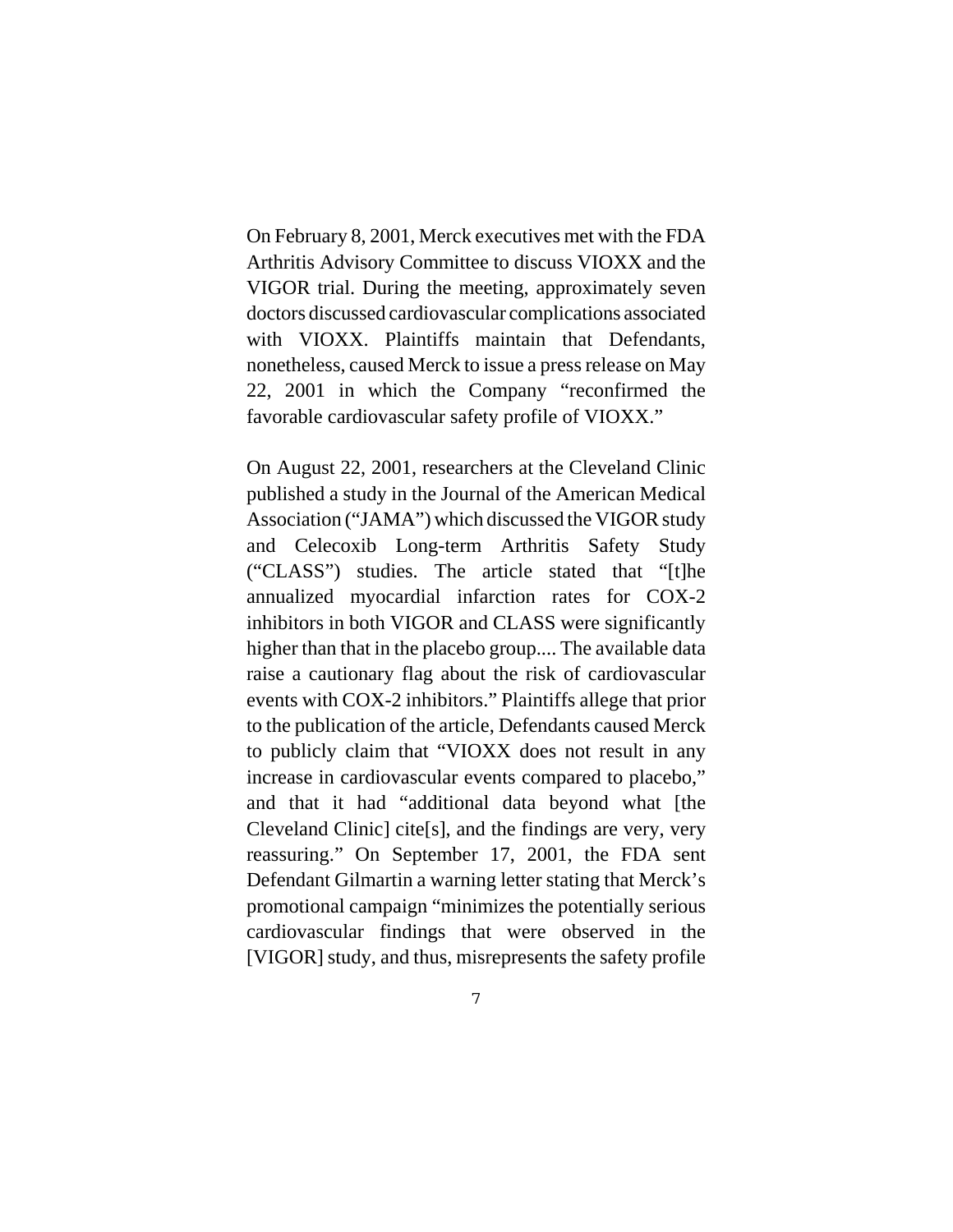On February 8, 2001, Merck executives met with the FDA Arthritis Advisory Committee to discuss VIOXX and the VIGOR trial. During the meeting, approximately seven doctors discussed cardiovascular complications associated with VIOXX. Plaintiffs maintain that Defendants, nonetheless, caused Merck to issue a press release on May 22, 2001 in which the Company "reconfirmed the favorable cardiovascular safety profile of VIOXX."

On August 22, 2001, researchers at the Cleveland Clinic published a study in the Journal of the American Medical Association ("JAMA") which discussed the VIGOR study and Celecoxib Long-term Arthritis Safety Study ("CLASS") studies. The article stated that "[t]he annualized myocardial infarction rates for COX-2 inhibitors in both VIGOR and CLASS were significantly higher than that in the placebo group.... The available data raise a cautionary flag about the risk of cardiovascular events with COX-2 inhibitors." Plaintiffs allege that prior to the publication of the article, Defendants caused Merck to publicly claim that "VIOXX does not result in any increase in cardiovascular events compared to placebo," and that it had "additional data beyond what [the Cleveland Clinic] cite[s], and the findings are very, very reassuring." On September 17, 2001, the FDA sent Defendant Gilmartin a warning letter stating that Merck's promotional campaign "minimizes the potentially serious cardiovascular findings that were observed in the [VIGOR] study, and thus, misrepresents the safety profile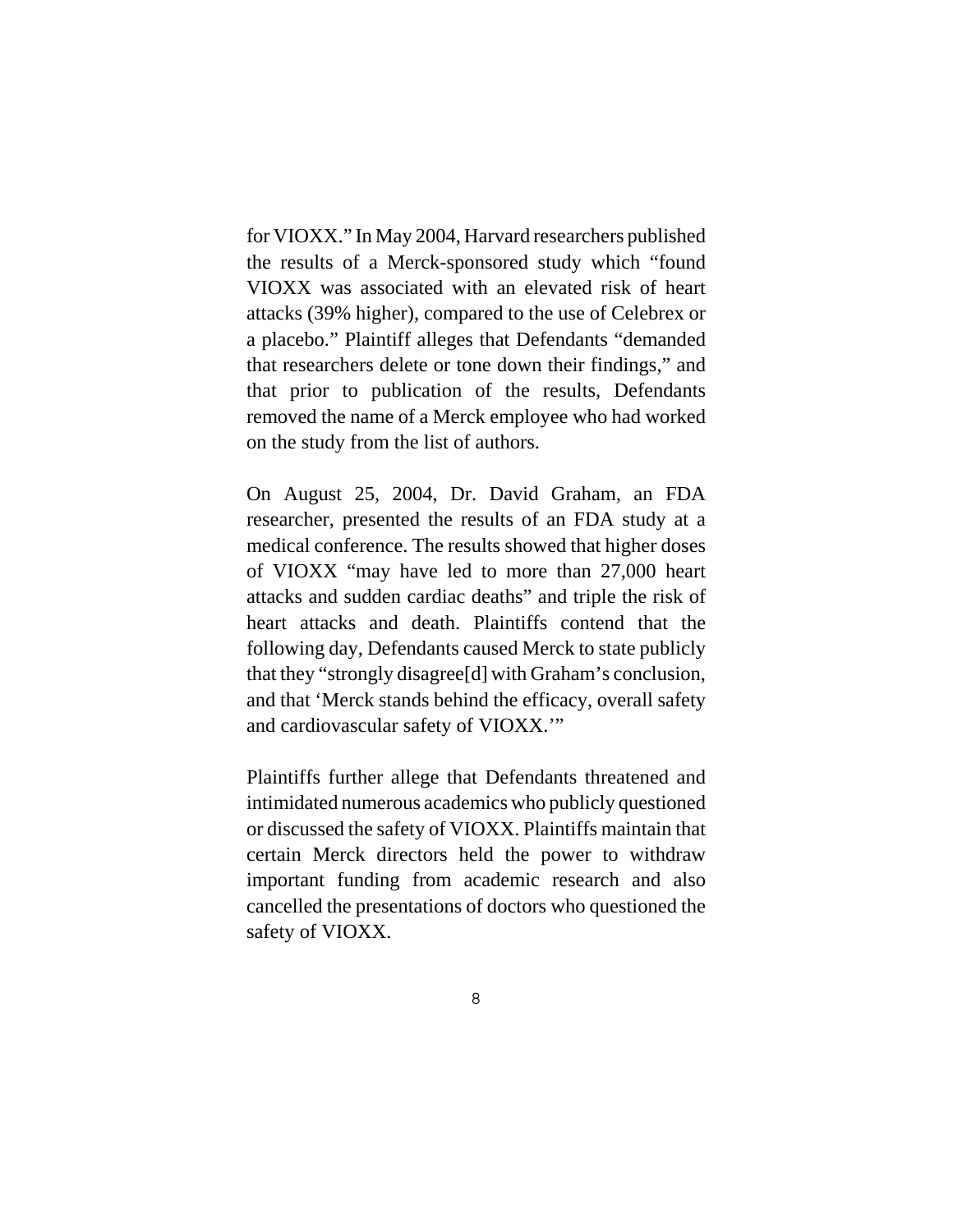for VIOXX." In May 2004, Harvard researchers published the results of a Merck-sponsored study which "found VIOXX was associated with an elevated risk of heart attacks (39% higher), compared to the use of Celebrex or a placebo." Plaintiff alleges that Defendants "demanded that researchers delete or tone down their findings," and that prior to publication of the results, Defendants removed the name of a Merck employee who had worked on the study from the list of authors.

On August 25, 2004, Dr. David Graham, an FDA researcher, presented the results of an FDA study at a medical conference. The results showed that higher doses of VIOXX "may have led to more than 27,000 heart attacks and sudden cardiac deaths" and triple the risk of heart attacks and death. Plaintiffs contend that the following day, Defendants caused Merck to state publicly that they "strongly disagree[d] with Graham's conclusion, and that 'Merck stands behind the efficacy, overall safety and cardiovascular safety of VIOXX.'"

Plaintiffs further allege that Defendants threatened and intimidated numerous academics who publicly questioned or discussed the safety of VIOXX. Plaintiffs maintain that certain Merck directors held the power to withdraw important funding from academic research and also cancelled the presentations of doctors who questioned the safety of VIOXX.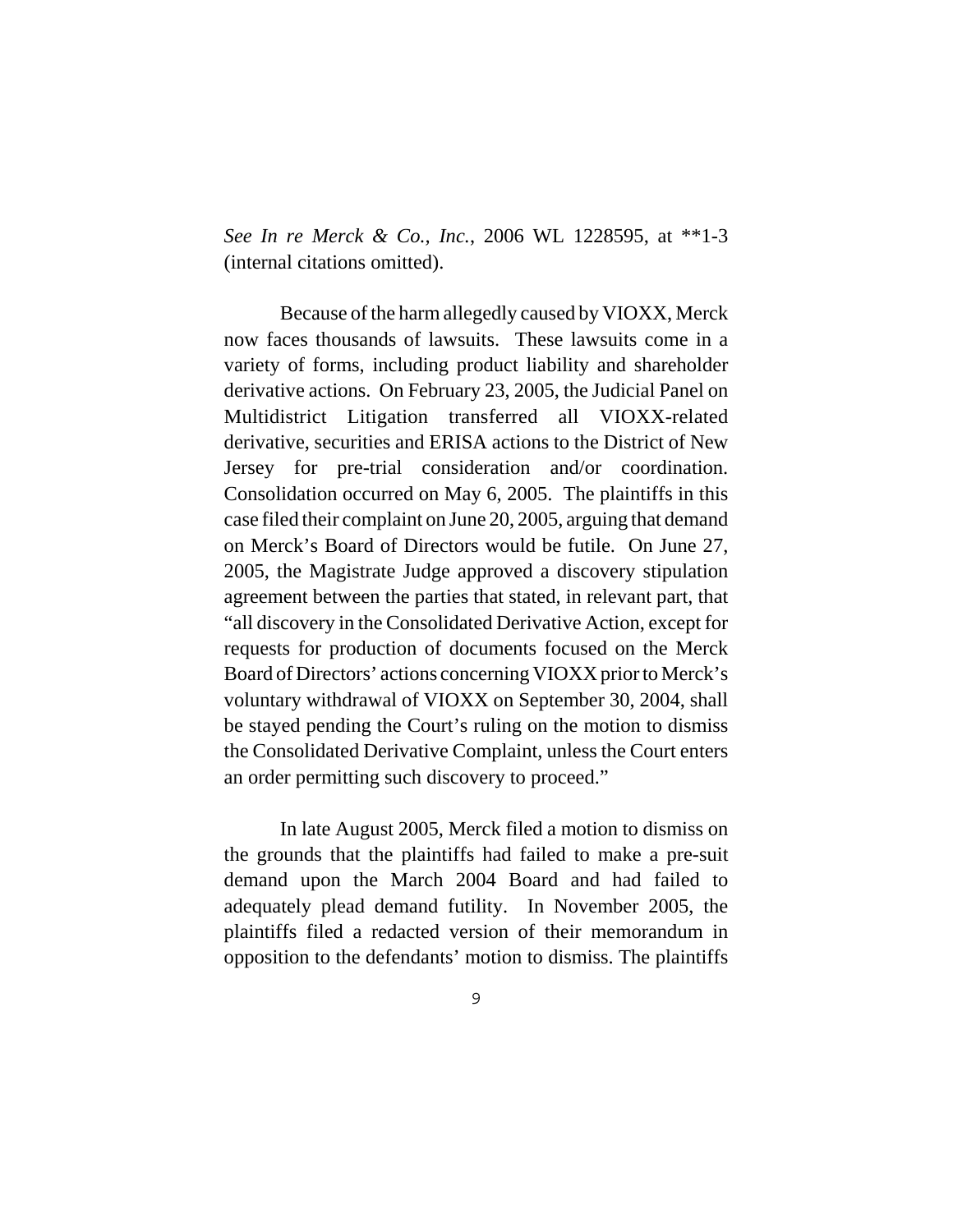*See In re Merck & Co., Inc.*, 2006 WL 1228595, at **1-3 (internal citations omitted).

Because of the harm allegedly caused by VIOXX, Merck now faces thousands of lawsuits. These lawsuits come in a variety of forms, including product liability and shareholder derivative actions. On February 23, 2005, the Judicial Panel on Multidistrict Litigation transferred all VIOXX-related derivative, securities and ERISA actions to the District of New Jersey for pre-trial consideration and/or coordination. Consolidation occurred on May 6, 2005. The plaintiffs in this case filed their complaint on June 20, 2005, arguing that demand on Merck's Board of Directors would be futile. On June 27, 2005, the Magistrate Judge approved a discovery stipulation agreement between the parties that stated, in relevant part, that "all discovery in the Consolidated Derivative Action, except for requests for production of documents focused on the Merck Board of Directors' actions concerning VIOXX prior to Merck's voluntary withdrawal of VIOXX on September 30, 2004, shall be stayed pending the Court's ruling on the motion to dismiss the Consolidated Derivative Complaint, unless the Court enters an order permitting such discovery to proceed."

In late August 2005, Merck filed a motion to dismiss on the grounds that the plaintiffs had failed to make a pre-suit demand upon the March 2004 Board and had failed to adequately plead demand futility. In November 2005, the plaintiffs filed a redacted version of their memorandum in opposition to the defendants' motion to dismiss. The plaintiffs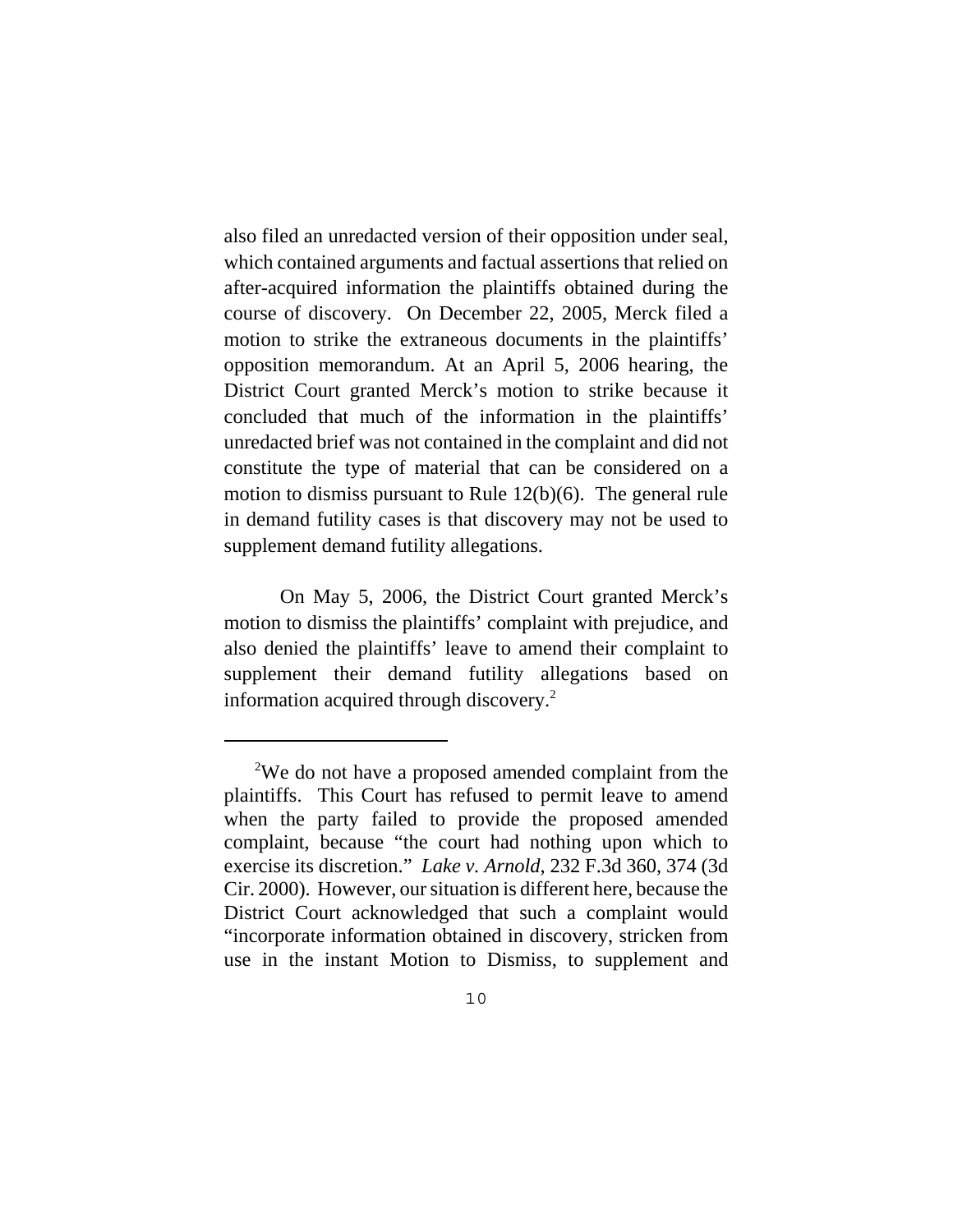also filed an unredacted version of their opposition under seal, which contained arguments and factual assertions that relied on after-acquired information the plaintiffs obtained during the course of discovery. On December 22, 2005, Merck filed a motion to strike the extraneous documents in the plaintiffs' opposition memorandum. At an April 5, 2006 hearing, the District Court granted Merck's motion to strike because it concluded that much of the information in the plaintiffs' unredacted brief was not contained in the complaint and did not constitute the type of material that can be considered on a motion to dismiss pursuant to Rule 12(b)(6). The general rule in demand futility cases is that discovery may not be used to supplement demand futility allegations.

On May 5, 2006, the District Court granted Merck's motion to dismiss the plaintiffs' complaint with prejudice, and also denied the plaintiffs' leave to amend their complaint to supplement their demand futility allegations based on information acquired through discovery.[2]

---

[2]We do not have a proposed amended complaint from the plaintiffs. This Court has refused to permit leave to amend when the party failed to provide the proposed amended complaint, because "the court had nothing upon which to exercise its discretion." *Lake v. Arnold*, 232 F.3d 360, 374 (3d Cir. 2000). However, our situation is different here, because the District Court acknowledged that such a complaint would "incorporate information obtained in discovery, stricken from use in the instant Motion to Dismiss, to supplement and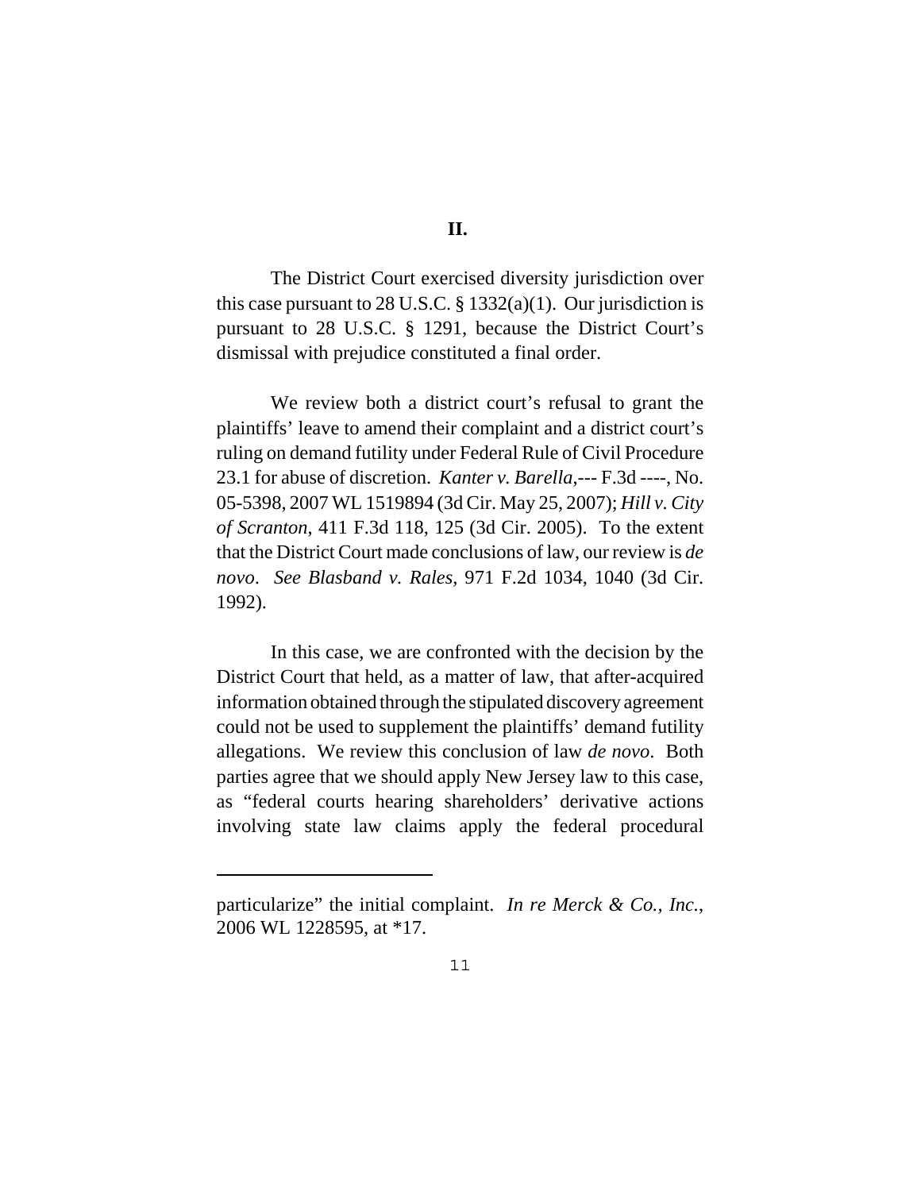## II.

The District Court exercised diversity jurisdiction over this case pursuant to 28 U.S.C. § 1332(a)(1). Our jurisdiction is pursuant to 28 U.S.C. § 1291, because the District Court's dismissal with prejudice constituted a final order.

We review both a district court's refusal to grant the plaintiffs' leave to amend their complaint and a district court's ruling on demand futility under Federal Rule of Civil Procedure 23.1 for abuse of discretion. *Kanter v. Barella*,--- F.3d ----, No. 05-5398, 2007 WL 1519894 (3d Cir. May 25, 2007); *Hill v. City of Scranton*, 411 F.3d 118, 125 (3d Cir. 2005). To the extent that the District Court made conclusions of law, our review is *de novo*. *See Blasband v. Rales*, 971 F.2d 1034, 1040 (3d Cir. 1992).

In this case, we are confronted with the decision by the District Court that held, as a matter of law, that after-acquired information obtained through the stipulated discovery agreement could not be used to supplement the plaintiffs' demand futility allegations. We review this conclusion of law *de novo*. Both parties agree that we should apply New Jersey law to this case, as "federal courts hearing shareholders' derivative actions involving state law claims apply the federal procedural

---

particularize" the initial complaint. *In re Merck & Co., Inc.*, 2006 WL 1228595, at *17.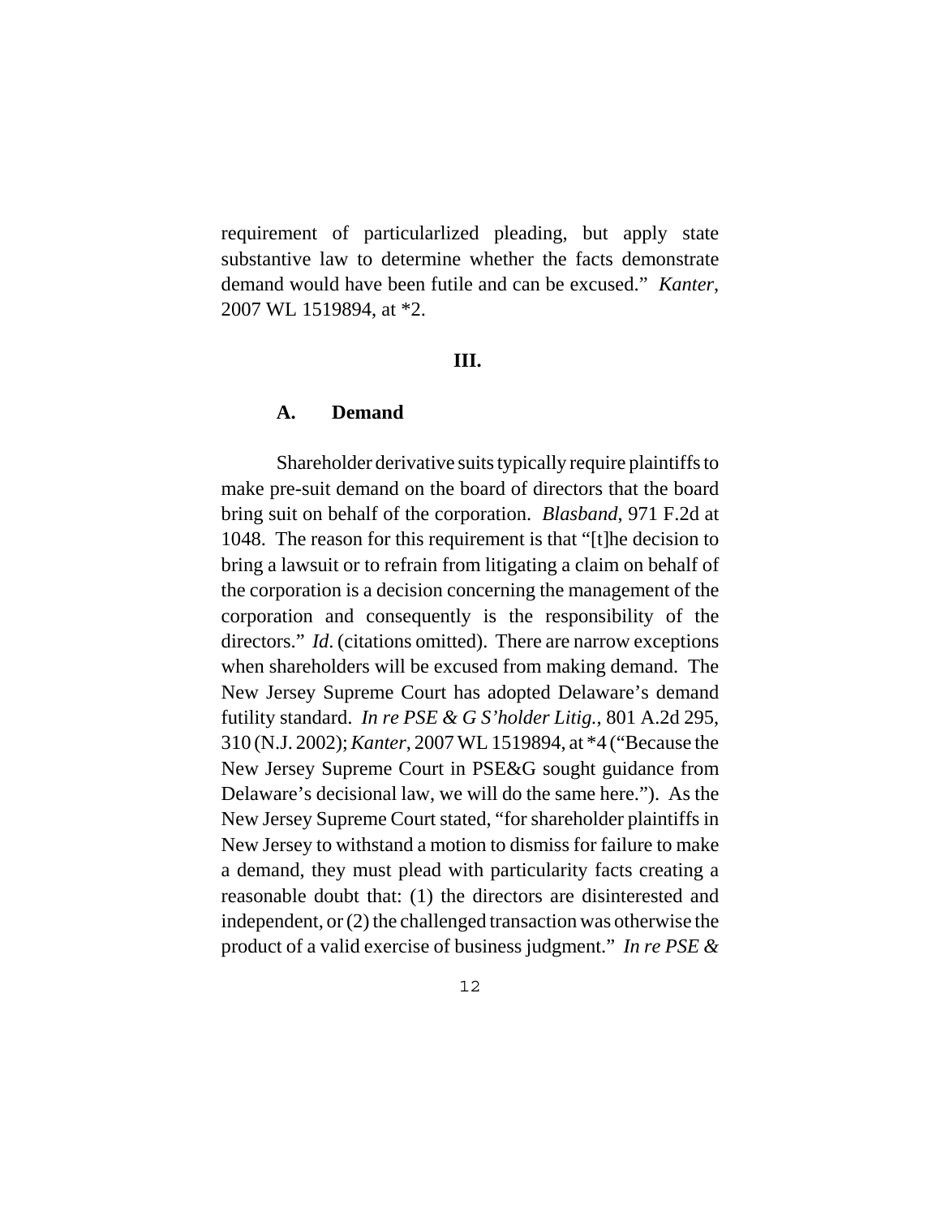requirement of particularlized pleading, but apply state substantive law to determine whether the facts demonstrate demand would have been futile and can be excused." *Kanter*, 2007 WL 1519894, at *2.

## III.

### A. Demand

Shareholder derivative suits typically require plaintiffs to make pre-suit demand on the board of directors that the board bring suit on behalf of the corporation. *Blasband*, 971 F.2d at 1048. The reason for this requirement is that "[t]he decision to bring a lawsuit or to refrain from litigating a claim on behalf of the corporation is a decision concerning the management of the corporation and consequently is the responsibility of the directors." *Id*. (citations omitted). There are narrow exceptions when shareholders will be excused from making demand. The New Jersey Supreme Court has adopted Delaware's demand futility standard. *In re PSE & G S'holder Litig.*, 801 A.2d 295, 310 (N.J. 2002); *Kanter*, 2007 WL 1519894, at *4 ("Because the New Jersey Supreme Court in PSE&G sought guidance from Delaware's decisional law, we will do the same here."). As the New Jersey Supreme Court stated, "for shareholder plaintiffs in New Jersey to withstand a motion to dismiss for failure to make a demand, they must plead with particularity facts creating a reasonable doubt that: (1) the directors are disinterested and independent, or (2) the challenged transaction was otherwise the product of a valid exercise of business judgment." *In re PSE &*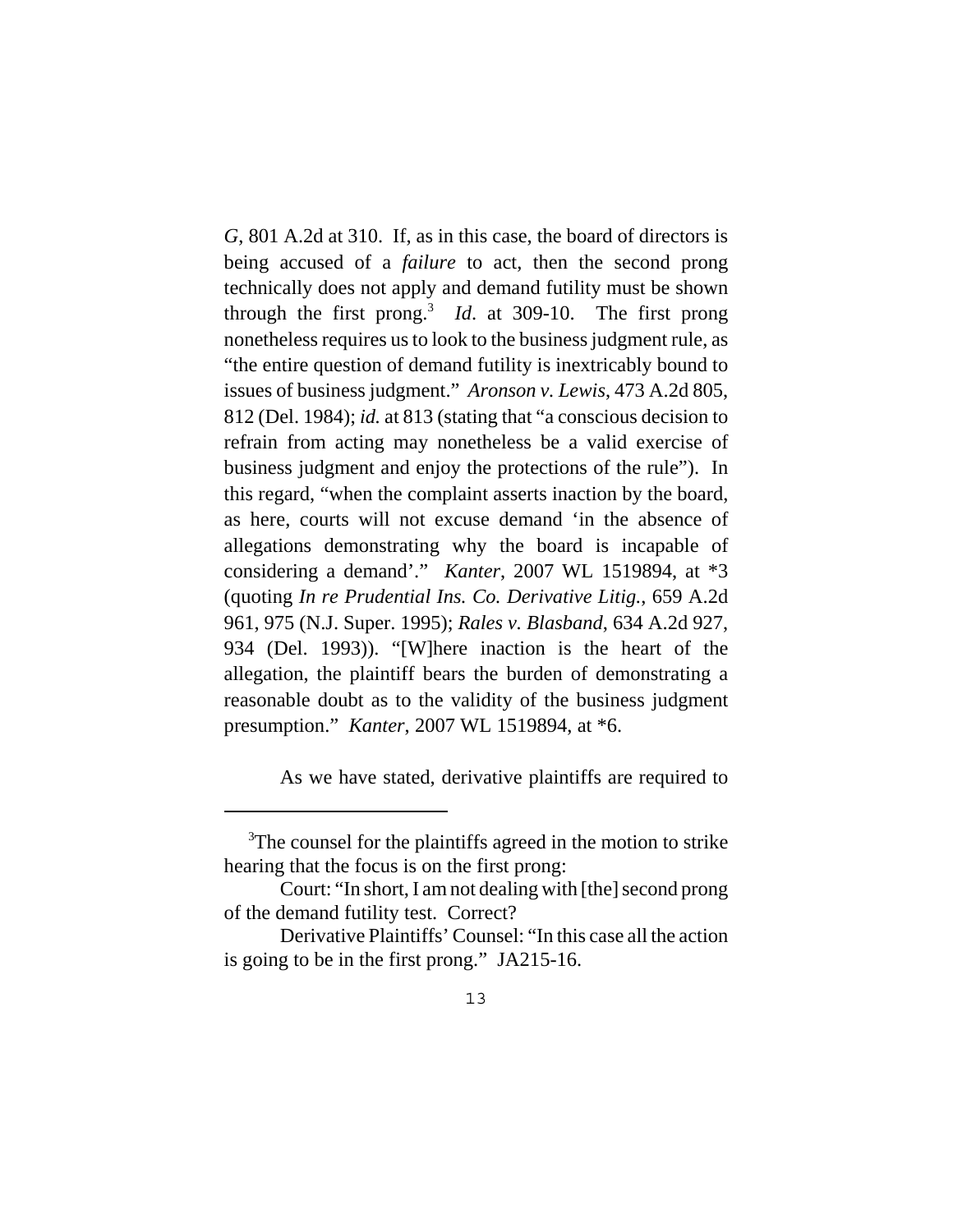*G*, 801 A.2d at 310. If, as in this case, the board of directors is being accused of a *failure* to act, then the second prong technically does not apply and demand futility must be shown through the first prong.[3] *Id*. at 309-10. The first prong nonetheless requires us to look to the business judgment rule, as "the entire question of demand futility is inextricably bound to issues of business judgment." *Aronson v. Lewis*, 473 A.2d 805, 812 (Del. 1984); *id.* at 813 (stating that "a conscious decision to refrain from acting may nonetheless be a valid exercise of business judgment and enjoy the protections of the rule"). In this regard, "when the complaint asserts inaction by the board, as here, courts will not excuse demand 'in the absence of allegations demonstrating why the board is incapable of considering a demand'." *Kanter*, 2007 WL 1519894, at \*3 (quoting *In re Prudential Ins. Co. Derivative Litig.*, 659 A.2d 961, 975 (N.J. Super. 1995); *Rales v. Blasband*, 634 A.2d 927, 934 (Del. 1993)). "[W]here inaction is the heart of the allegation, the plaintiff bears the burden of demonstrating a reasonable doubt as to the validity of the business judgment presumption." *Kanter*, 2007 WL 1519894, at \*6.

As we have stated, derivative plaintiffs are required to

---

[3]The counsel for the plaintiffs agreed in the motion to strike hearing that the focus is on the first prong:

Court: "In short, I am not dealing with [the] second prong of the demand futility test. Correct?

Derivative Plaintiffs' Counsel: "In this case all the action is going to be in the first prong." JA215-16.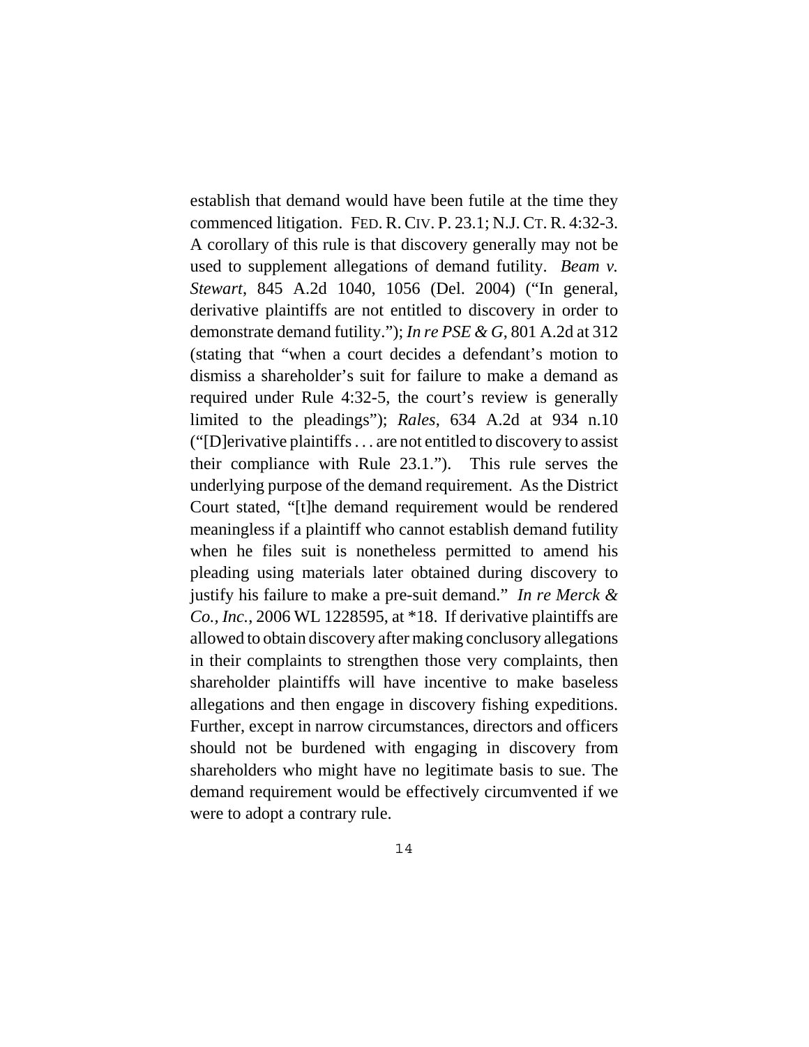establish that demand would have been futile at the time they commenced litigation. FED. R. CIV. P. 23.1; N.J. CT. R. 4:32-3. A corollary of this rule is that discovery generally may not be used to supplement allegations of demand futility. *Beam v. Stewart*, 845 A.2d 1040, 1056 (Del. 2004) ("In general, derivative plaintiffs are not entitled to discovery in order to demonstrate demand futility."); *In re PSE & G*, 801 A.2d at 312 (stating that "when a court decides a defendant's motion to dismiss a shareholder's suit for failure to make a demand as required under Rule 4:32-5, the court's review is generally limited to the pleadings"); *Rales*, 634 A.2d at 934 n.10 ("[D]erivative plaintiffs . . . are not entitled to discovery to assist their compliance with Rule 23.1."). This rule serves the underlying purpose of the demand requirement. As the District Court stated, "[t]he demand requirement would be rendered meaningless if a plaintiff who cannot establish demand futility when he files suit is nonetheless permitted to amend his pleading using materials later obtained during discovery to justify his failure to make a pre-suit demand." *In re Merck & Co., Inc.*, 2006 WL 1228595, at *18. If derivative plaintiffs are allowed to obtain discovery after making conclusory allegations in their complaints to strengthen those very complaints, then shareholder plaintiffs will have incentive to make baseless allegations and then engage in discovery fishing expeditions. Further, except in narrow circumstances, directors and officers should not be burdened with engaging in discovery from shareholders who might have no legitimate basis to sue. The demand requirement would be effectively circumvented if we were to adopt a contrary rule.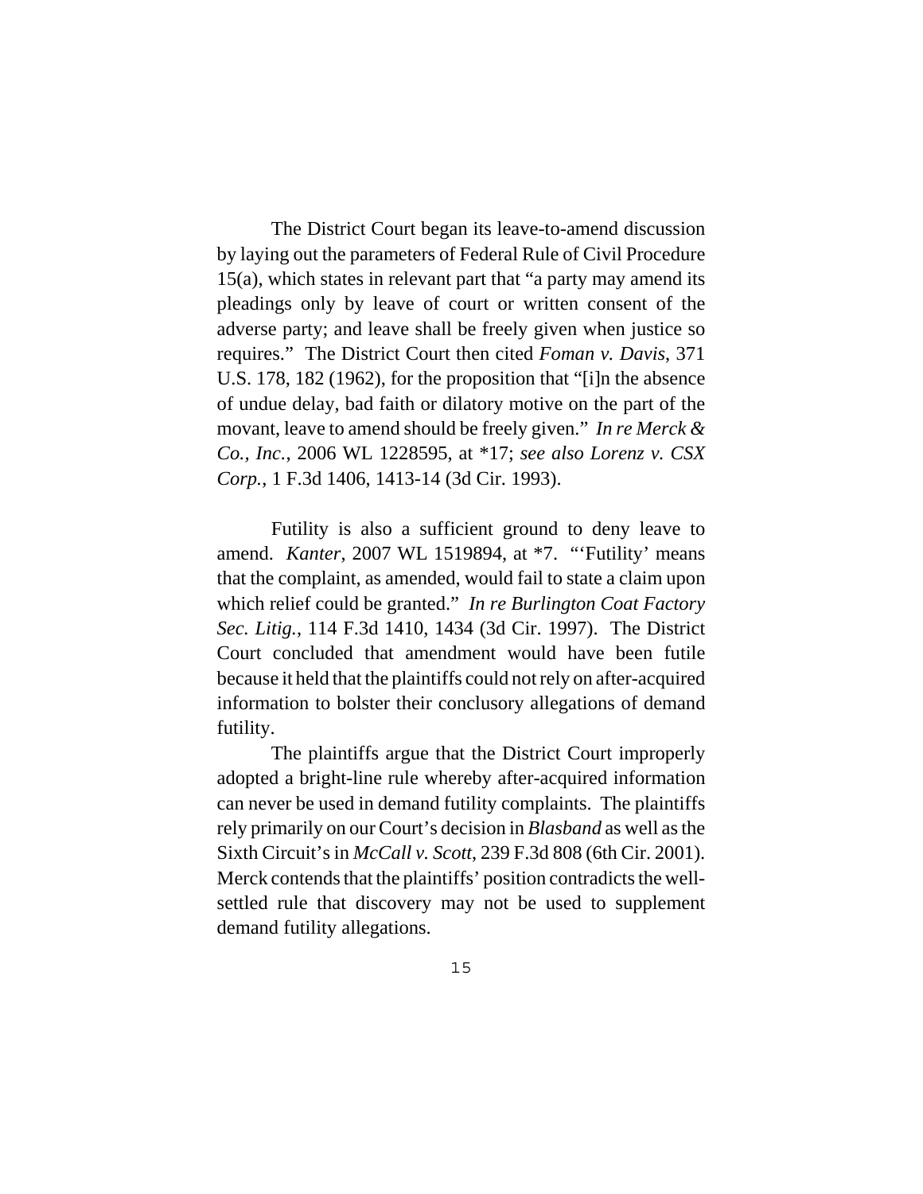The District Court began its leave-to-amend discussion by laying out the parameters of Federal Rule of Civil Procedure 15(a), which states in relevant part that "a party may amend its pleadings only by leave of court or written consent of the adverse party; and leave shall be freely given when justice so requires." The District Court then cited *Foman v. Davis*, 371 U.S. 178, 182 (1962), for the proposition that "[i]n the absence of undue delay, bad faith or dilatory motive on the part of the movant, leave to amend should be freely given." *In re Merck & Co., Inc.*, 2006 WL 1228595, at *17; *see also Lorenz v. CSX Corp.*, 1 F.3d 1406, 1413-14 (3d Cir. 1993).

Futility is also a sufficient ground to deny leave to amend. *Kanter*, 2007 WL 1519894, at *7. "'Futility' means that the complaint, as amended, would fail to state a claim upon which relief could be granted." *In re Burlington Coat Factory Sec. Litig.*, 114 F.3d 1410, 1434 (3d Cir. 1997). The District Court concluded that amendment would have been futile because it held that the plaintiffs could not rely on after-acquired information to bolster their conclusory allegations of demand futility.

The plaintiffs argue that the District Court improperly adopted a bright-line rule whereby after-acquired information can never be used in demand futility complaints. The plaintiffs rely primarily on our Court's decision in *Blasband* as well as the Sixth Circuit's in *McCall v. Scott*, 239 F.3d 808 (6th Cir. 2001). Merck contends that the plaintiffs' position contradicts the well-settled rule that discovery may not be used to supplement demand futility allegations.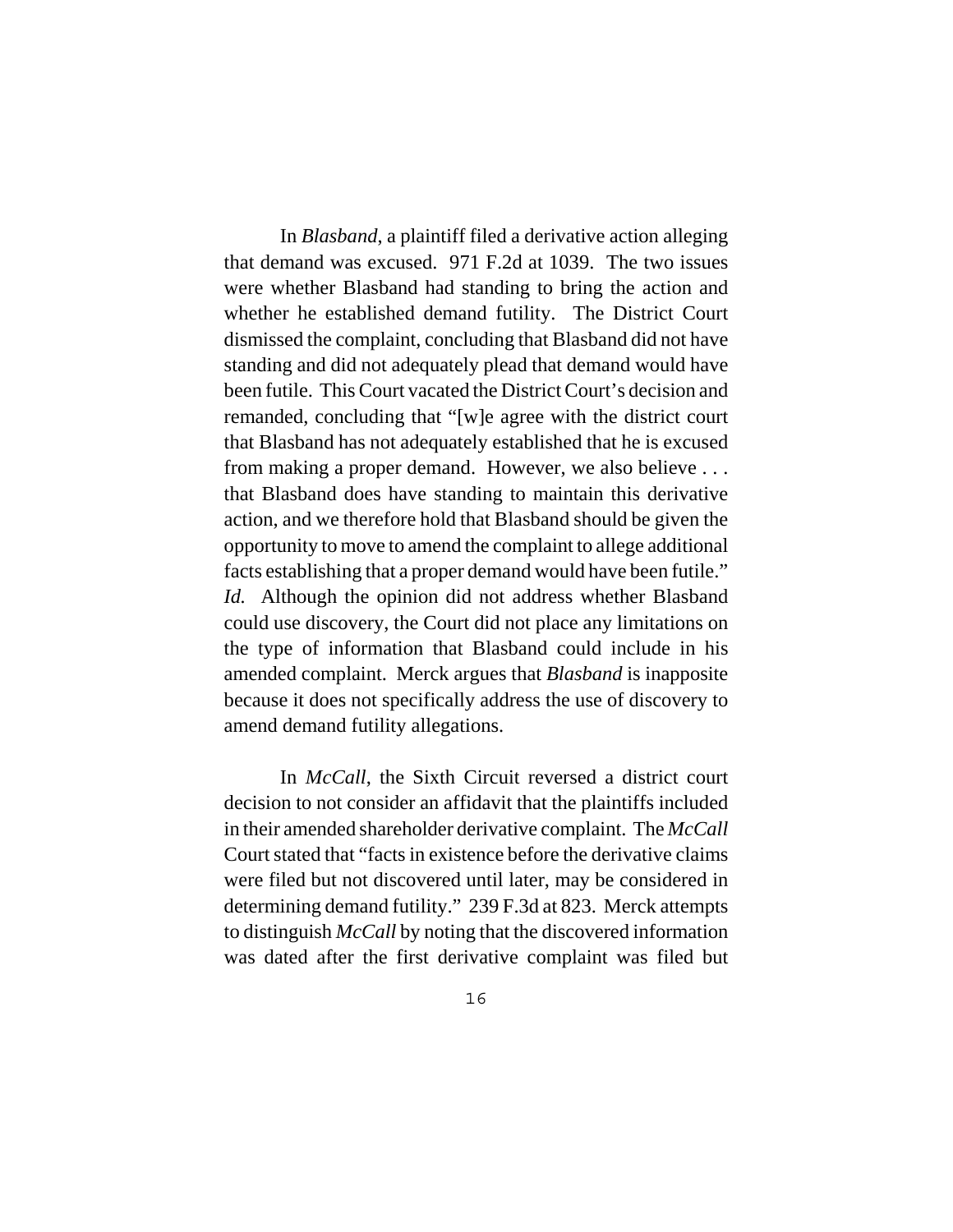In *Blasband*, a plaintiff filed a derivative action alleging that demand was excused. 971 F.2d at 1039. The two issues were whether Blasband had standing to bring the action and whether he established demand futility. The District Court dismissed the complaint, concluding that Blasband did not have standing and did not adequately plead that demand would have been futile. This Court vacated the District Court's decision and remanded, concluding that "[w]e agree with the district court that Blasband has not adequately established that he is excused from making a proper demand. However, we also believe . . . that Blasband does have standing to maintain this derivative action, and we therefore hold that Blasband should be given the opportunity to move to amend the complaint to allege additional facts establishing that a proper demand would have been futile." *Id.* Although the opinion did not address whether Blasband could use discovery, the Court did not place any limitations on the type of information that Blasband could include in his amended complaint. Merck argues that *Blasband* is inapposite because it does not specifically address the use of discovery to amend demand futility allegations.

In *McCall*, the Sixth Circuit reversed a district court decision to not consider an affidavit that the plaintiffs included in their amended shareholder derivative complaint. The *McCall* Court stated that "facts in existence before the derivative claims were filed but not discovered until later, may be considered in determining demand futility." 239 F.3d at 823. Merck attempts to distinguish *McCall* by noting that the discovered information was dated after the first derivative complaint was filed but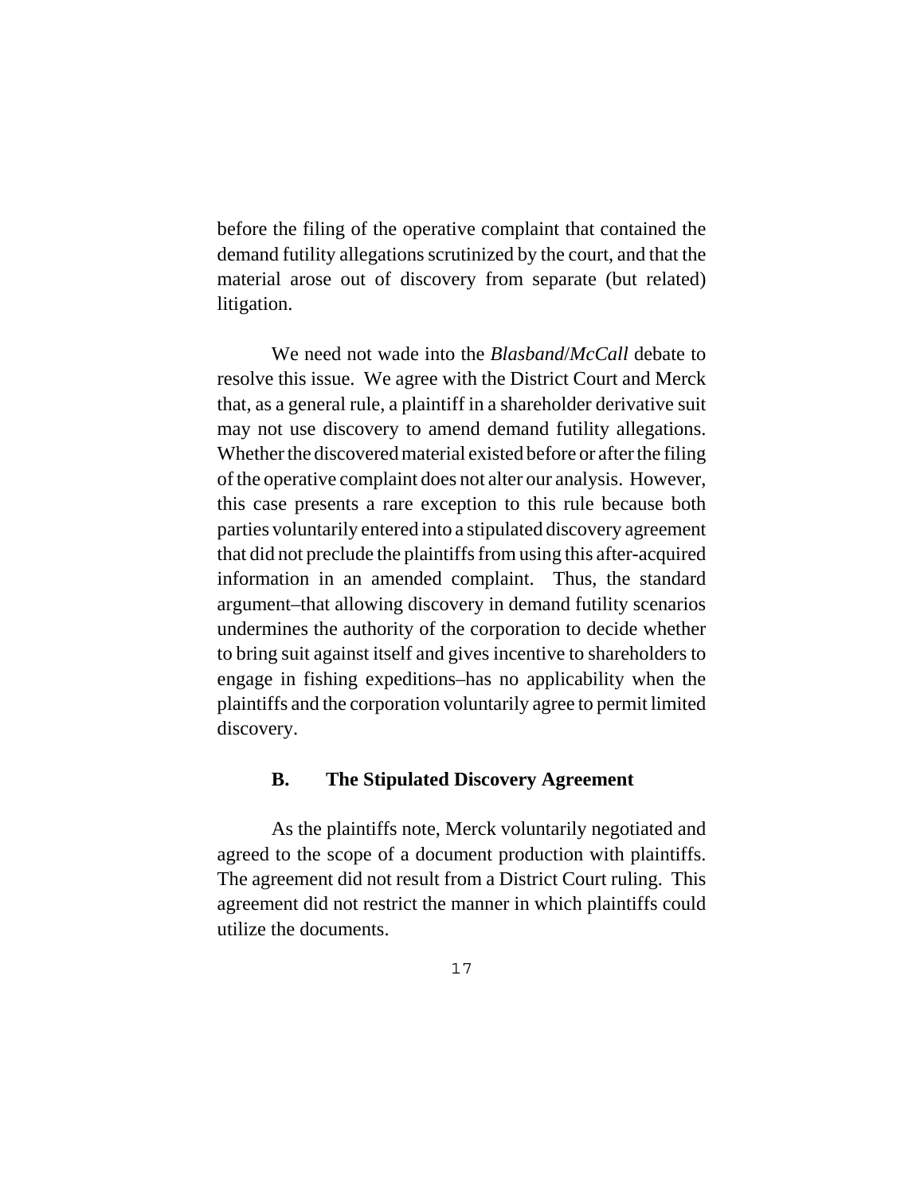before the filing of the operative complaint that contained the demand futility allegations scrutinized by the court, and that the material arose out of discovery from separate (but related) litigation.

We need not wade into the *Blasband*/*McCall* debate to resolve this issue. We agree with the District Court and Merck that, as a general rule, a plaintiff in a shareholder derivative suit may not use discovery to amend demand futility allegations. Whether the discovered material existed before or after the filing of the operative complaint does not alter our analysis. However, this case presents a rare exception to this rule because both parties voluntarily entered into a stipulated discovery agreement that did not preclude the plaintiffs from using this after-acquired information in an amended complaint. Thus, the standard argument–that allowing discovery in demand futility scenarios undermines the authority of the corporation to decide whether to bring suit against itself and gives incentive to shareholders to engage in fishing expeditions–has no applicability when the plaintiffs and the corporation voluntarily agree to permit limited discovery.

### B. The Stipulated Discovery Agreement

As the plaintiffs note, Merck voluntarily negotiated and agreed to the scope of a document production with plaintiffs. The agreement did not result from a District Court ruling. This agreement did not restrict the manner in which plaintiffs could utilize the documents.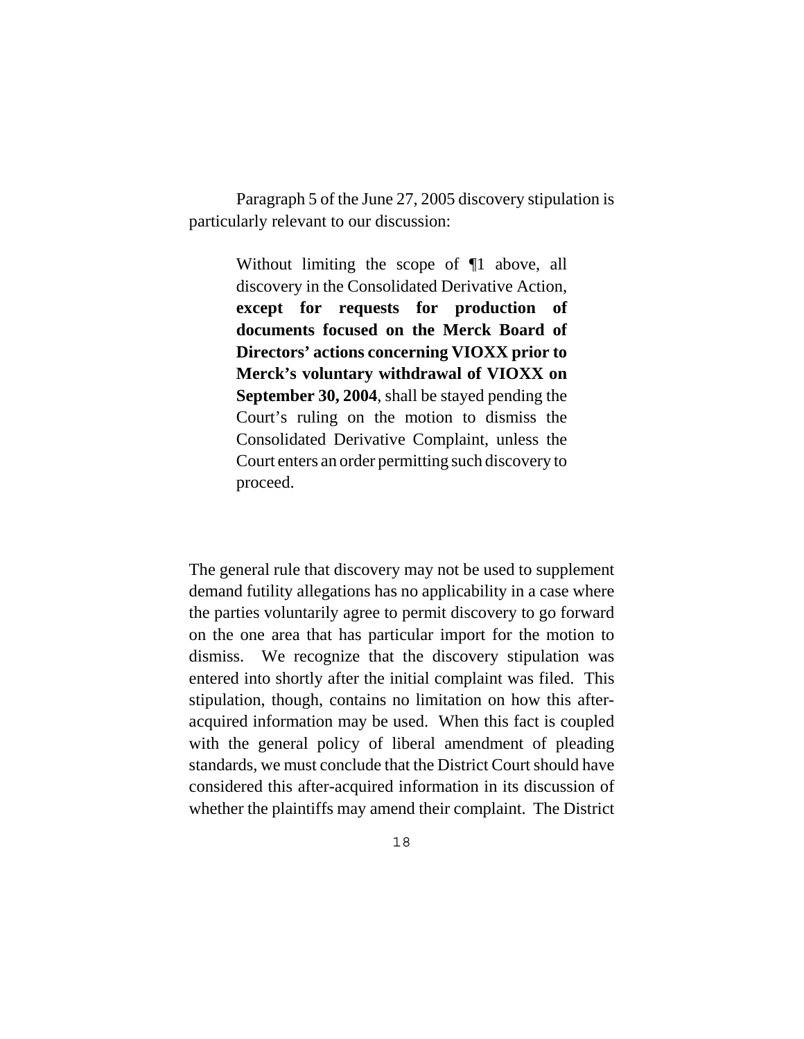Paragraph 5 of the June 27, 2005 discovery stipulation is particularly relevant to our discussion:

> Without limiting the scope of ¶1 above, all discovery in the Consolidated Derivative Action, **except for requests for production of documents focused on the Merck Board of Directors' actions concerning VIOXX prior to Merck's voluntary withdrawal of VIOXX on September 30, 2004**, shall be stayed pending the Court's ruling on the motion to dismiss the Consolidated Derivative Complaint, unless the Court enters an order permitting such discovery to proceed.

The general rule that discovery may not be used to supplement demand futility allegations has no applicability in a case where the parties voluntarily agree to permit discovery to go forward on the one area that has particular import for the motion to dismiss. We recognize that the discovery stipulation was entered into shortly after the initial complaint was filed. This stipulation, though, contains no limitation on how this after-acquired information may be used. When this fact is coupled with the general policy of liberal amendment of pleading standards, we must conclude that the District Court should have considered this after-acquired information in its discussion of whether the plaintiffs may amend their complaint. The District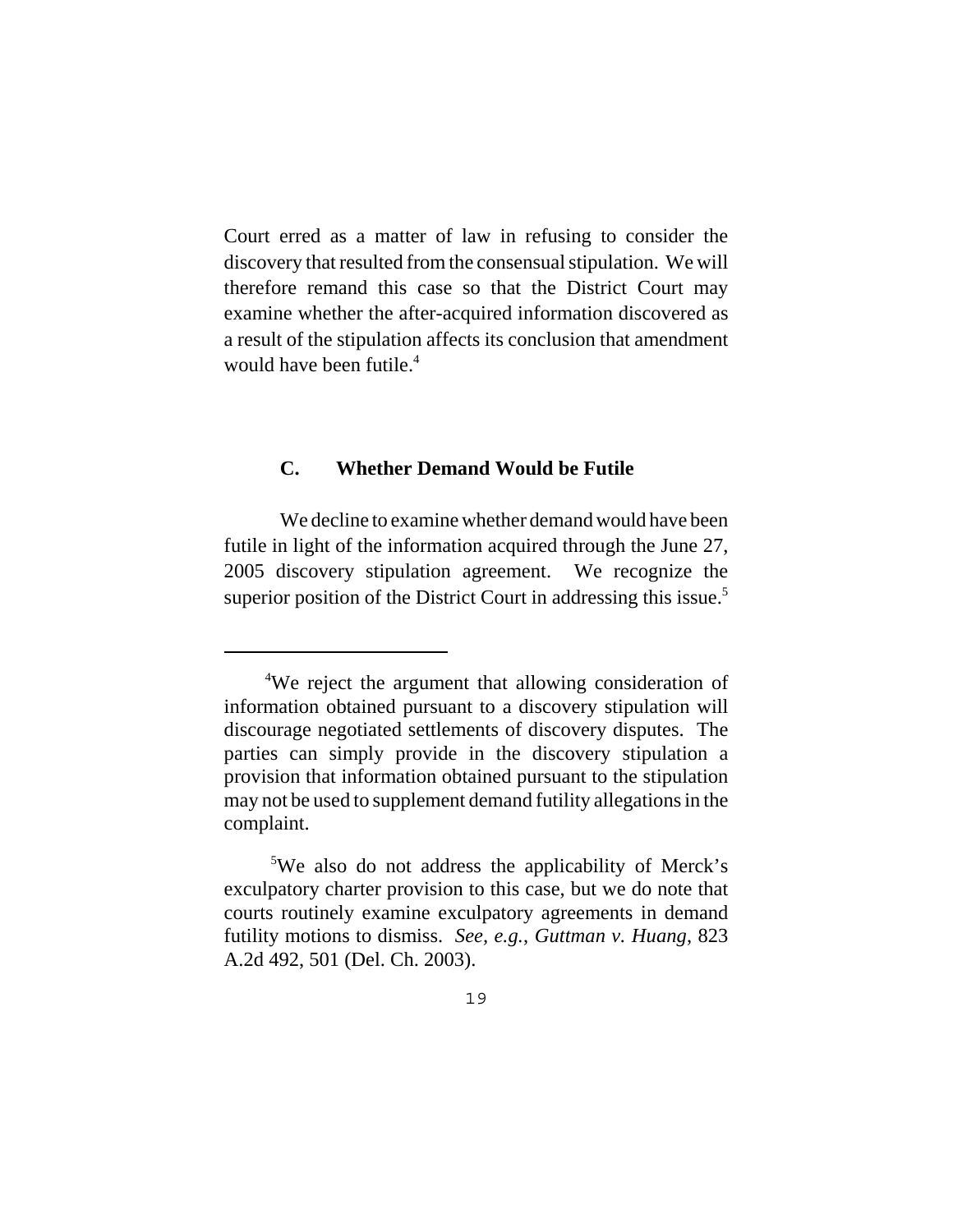Court erred as a matter of law in refusing to consider the discovery that resulted from the consensual stipulation. We will therefore remand this case so that the District Court may examine whether the after-acquired information discovered as a result of the stipulation affects its conclusion that amendment would have been futile.[4]

### C. Whether Demand Would be Futile

We decline to examine whether demand would have been futile in light of the information acquired through the June 27, 2005 discovery stipulation agreement. We recognize the superior position of the District Court in addressing this issue.[5]

---

[4]We reject the argument that allowing consideration of information obtained pursuant to a discovery stipulation will discourage negotiated settlements of discovery disputes. The parties can simply provide in the discovery stipulation a provision that information obtained pursuant to the stipulation may not be used to supplement demand futility allegations in the complaint.

[5]We also do not address the applicability of Merck's exculpatory charter provision to this case, but we do note that courts routinely examine exculpatory agreements in demand futility motions to dismiss. *See, e.g.*, *Guttman v. Huang*, 823 A.2d 492, 501 (Del. Ch. 2003).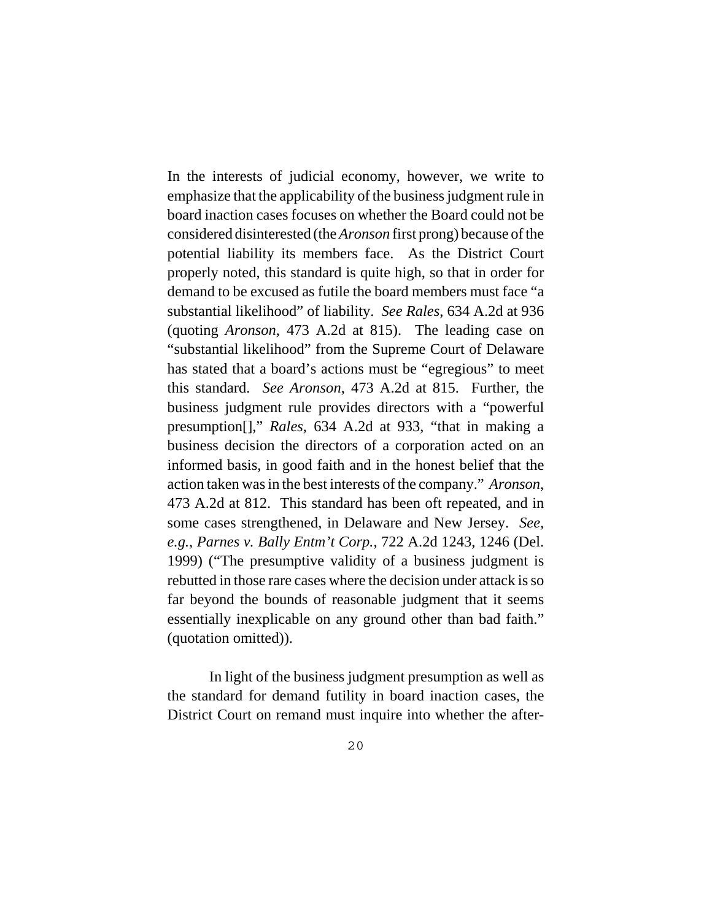In the interests of judicial economy, however, we write to emphasize that the applicability of the business judgment rule in board inaction cases focuses on whether the Board could not be considered disinterested (the *Aronson* first prong) because of the potential liability its members face. As the District Court properly noted, this standard is quite high, so that in order for demand to be excused as futile the board members must face "a substantial likelihood" of liability. *See Rales*, 634 A.2d at 936 (quoting *Aronson*, 473 A.2d at 815). The leading case on "substantial likelihood" from the Supreme Court of Delaware has stated that a board's actions must be "egregious" to meet this standard. *See Aronson*, 473 A.2d at 815. Further, the business judgment rule provides directors with a "powerful presumption[]," *Rales*, 634 A.2d at 933, "that in making a business decision the directors of a corporation acted on an informed basis, in good faith and in the honest belief that the action taken was in the best interests of the company." *Aronson*, 473 A.2d at 812. This standard has been oft repeated, and in some cases strengthened, in Delaware and New Jersey. *See, e.g.*, *Parnes v. Bally Entm't Corp.*, 722 A.2d 1243, 1246 (Del. 1999) ("The presumptive validity of a business judgment is rebutted in those rare cases where the decision under attack is so far beyond the bounds of reasonable judgment that it seems essentially inexplicable on any ground other than bad faith." (quotation omitted)).

In light of the business judgment presumption as well as the standard for demand futility in board inaction cases, the District Court on remand must inquire into whether the after-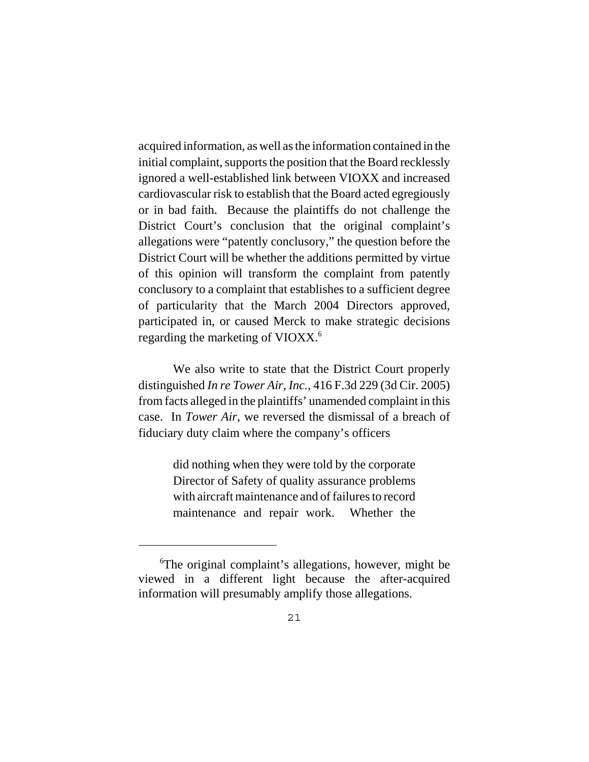acquired information, as well as the information contained in the initial complaint, supports the position that the Board recklessly ignored a well-established link between VIOXX and increased cardiovascular risk to establish that the Board acted egregiously or in bad faith. Because the plaintiffs do not challenge the District Court's conclusion that the original complaint's allegations were "patently conclusory," the question before the District Court will be whether the additions permitted by virtue of this opinion will transform the complaint from patently conclusory to a complaint that establishes to a sufficient degree of particularity that the March 2004 Directors approved, participated in, or caused Merck to make strategic decisions regarding the marketing of VIOXX.[6]

We also write to state that the District Court properly distinguished *In re Tower Air, Inc.*, 416 F.3d 229 (3d Cir. 2005) from facts alleged in the plaintiffs' unamended complaint in this case. In *Tower Air*, we reversed the dismissal of a breach of fiduciary duty claim where the company's officers

> did nothing when they were told by the corporate Director of Safety of quality assurance problems with aircraft maintenance and of failures to record maintenance and repair work. Whether the

---

[6]The original complaint's allegations, however, might be viewed in a different light because the after-acquired information will presumably amplify those allegations.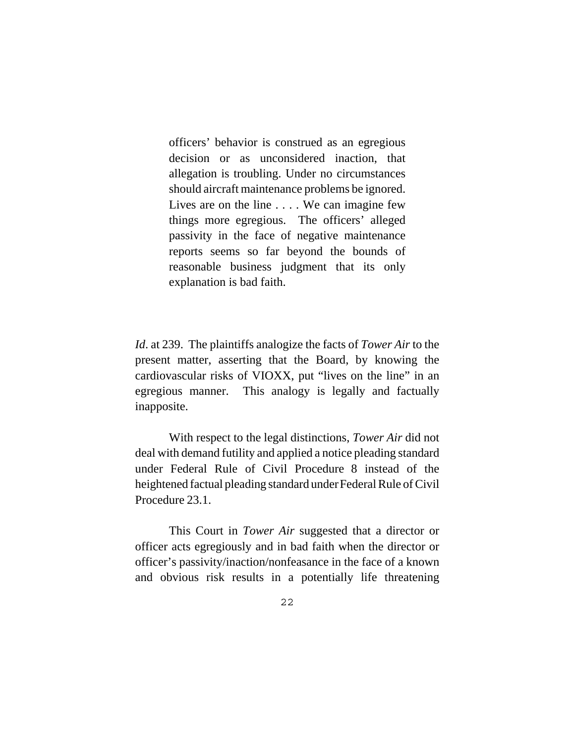> officers' behavior is construed as an egregious decision or as unconsidered inaction, that allegation is troubling. Under no circumstances should aircraft maintenance problems be ignored. Lives are on the line . . . . We can imagine few things more egregious. The officers' alleged passivity in the face of negative maintenance reports seems so far beyond the bounds of reasonable business judgment that its only explanation is bad faith.

*Id*. at 239. The plaintiffs analogize the facts of *Tower Air* to the present matter, asserting that the Board, by knowing the cardiovascular risks of VIOXX, put "lives on the line" in an egregious manner. This analogy is legally and factually inapposite.

With respect to the legal distinctions, *Tower Air* did not deal with demand futility and applied a notice pleading standard under Federal Rule of Civil Procedure 8 instead of the heightened factual pleading standard under Federal Rule of Civil Procedure 23.1.

This Court in *Tower Air* suggested that a director or officer acts egregiously and in bad faith when the director or officer's passivity/inaction/nonfeasance in the face of a known and obvious risk results in a potentially life threatening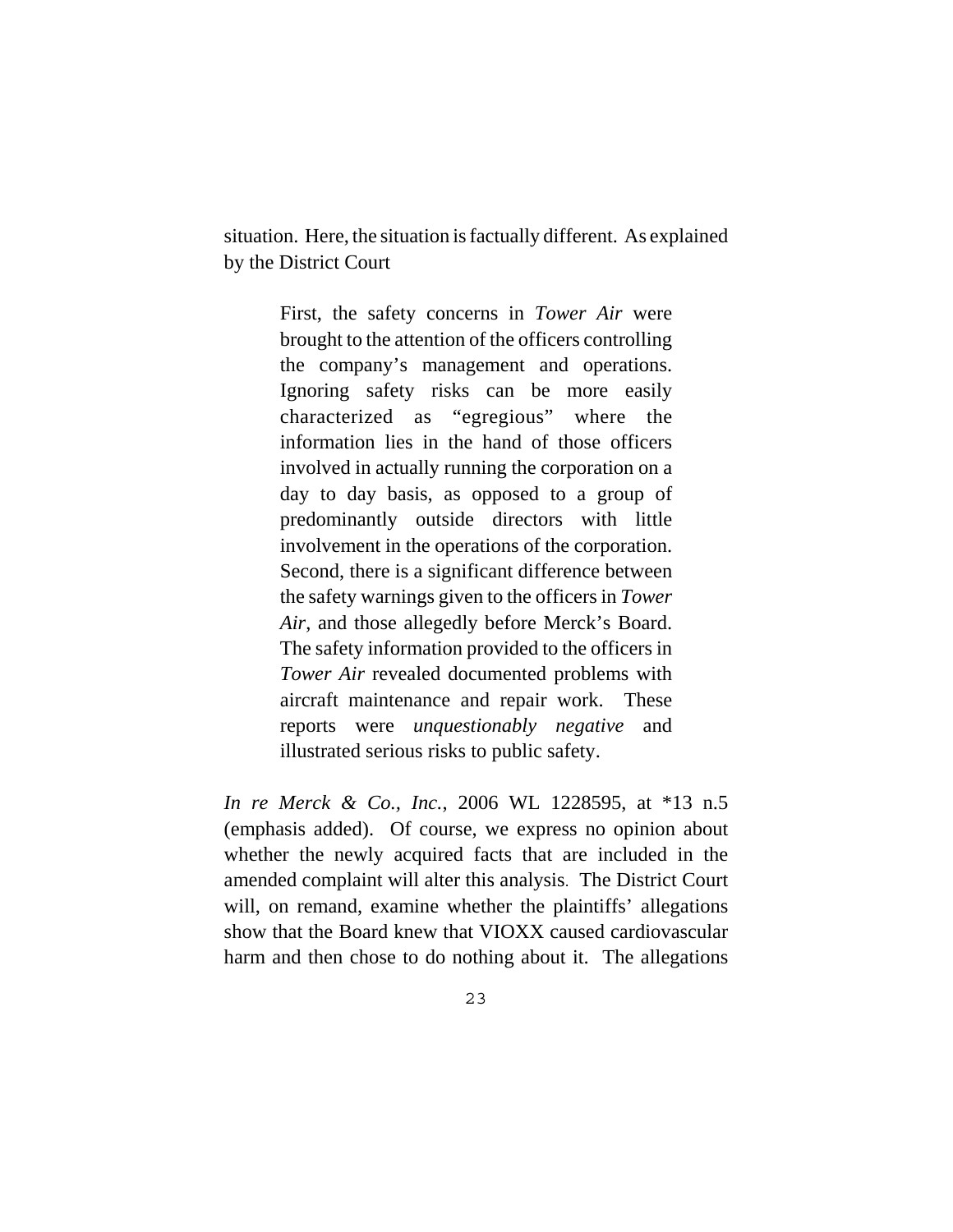situation. Here, the situation is factually different. As explained by the District Court

> First, the safety concerns in *Tower Air* were brought to the attention of the officers controlling the company's management and operations. Ignoring safety risks can be more easily characterized as "egregious" where the information lies in the hand of those officers involved in actually running the corporation on a day to day basis, as opposed to a group of predominantly outside directors with little involvement in the operations of the corporation. Second, there is a significant difference between the safety warnings given to the officers in *Tower Air*, and those allegedly before Merck's Board. The safety information provided to the officers in *Tower Air* revealed documented problems with aircraft maintenance and repair work. These reports were *unquestionably negative* and illustrated serious risks to public safety.

*In re Merck & Co., Inc.*, 2006 WL 1228595, at *13 n.5 (emphasis added). Of course, we express no opinion about whether the newly acquired facts that are included in the amended complaint will alter this analysis. The District Court will, on remand, examine whether the plaintiffs' allegations show that the Board knew that VIOXX caused cardiovascular harm and then chose to do nothing about it. The allegations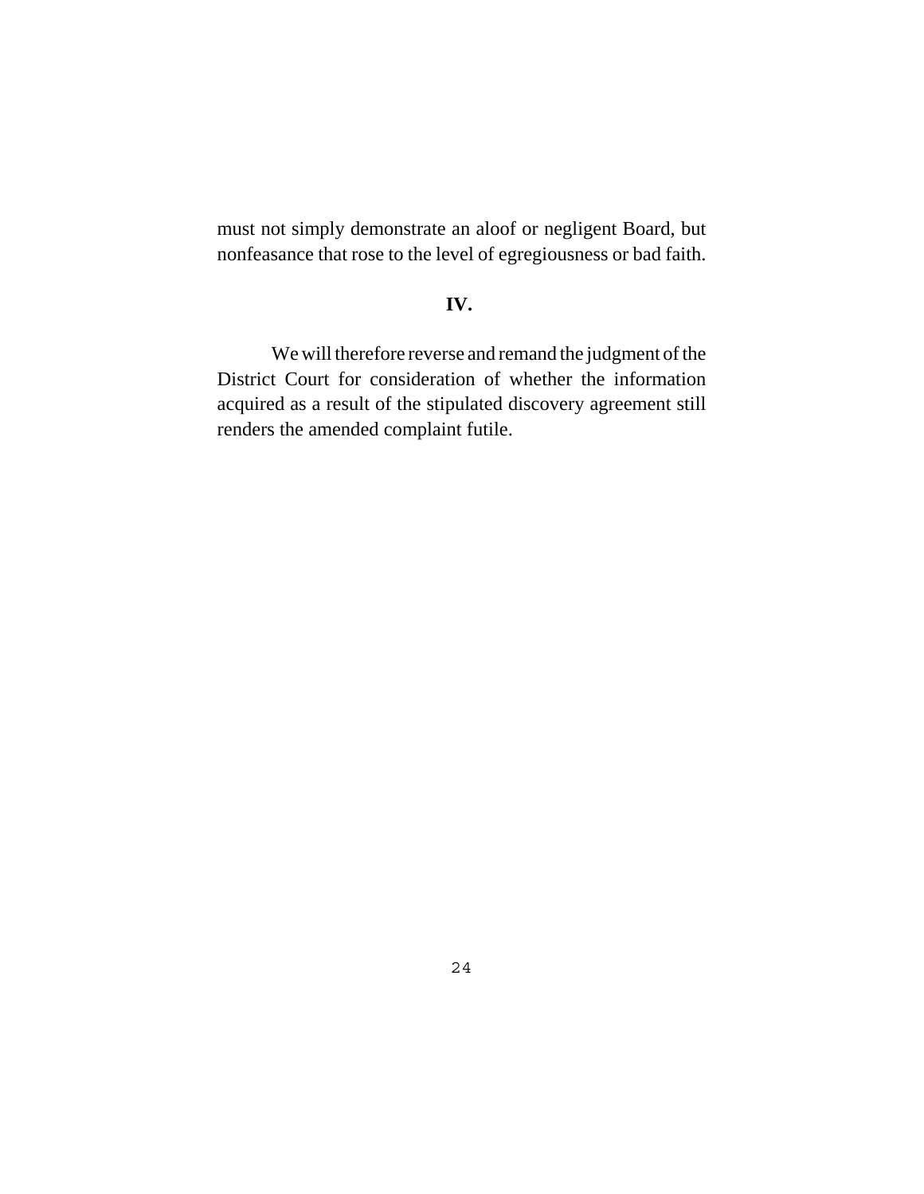must not simply demonstrate an aloof or negligent Board, but nonfeasance that rose to the level of egregiousness or bad faith.

## IV.

We will therefore reverse and remand the judgment of the District Court for consideration of whether the information acquired as a result of the stipulated discovery agreement still renders the amended complaint futile.